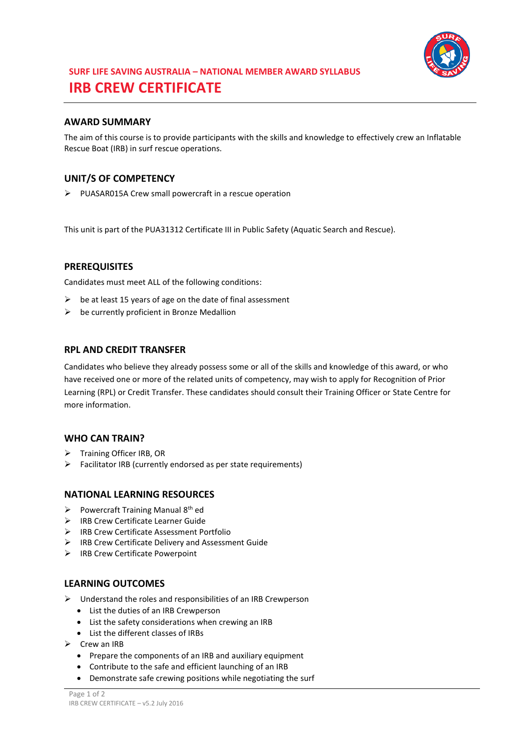SURF LIFE SAVING AUSTRALIA – NATIONAL MEMBER AWARD SYLLABUS

# IRB CREW CERTIFICATE

## AWARD SUMMARY

The aim of this course is to provide participants with the skills and knowledge to effectively crew an Inflatable Rescue Boat (IRB) in surf rescue operations.

## UNIT/S OF COMPETENCY

- PUASAR015A Crew small powercraft in a rescue operation

This unit is part of the PUA31312 Certificate III in Public Safety (Aquatic Search and Rescue).

## PREREQUISITES

Candidates must meet ALL of the following conditions:

- be at least 15 years of age on the date of final assessment
- be currently proficient in Bronze Medallion

## RPL AND CREDIT TRANSFER

Candidates who believe they already possess some or all of the skills and knowledge of this award, or who have received one or more of the related units of competency, may wish to apply for Recognition of Prior Learning (RPL) or Credit Transfer. These candidates should consult their Training Officer or State Centre for more information.

## WHO CAN TRAIN?

- Training Officer IRB, OR
- Facilitator IRB (currently endorsed as per state requirements)

## NATIONAL LEARNING RESOURCES

- Powercraft Training Manual 8th ed
- IRB Crew Certificate Learner Guide
- IRB Crew Certificate Assessment Portfolio
- IRB Crew Certificate Delivery and Assessment Guide
- IRB Crew Certificate Powerpoint

## LEARNING OUTCOMES

- Understand the roles and responsibilities of an IRB Crewperson
  - List the duties of an IRB Crewperson
  - List the safety considerations when crewing an IRB
  - List the different classes of IRBs
- Crew an IRB
  - Prepare the components of an IRB and auxiliary equipment
  - Contribute to the safe and efficient launching of an IRB
  - Demonstrate safe crewing positions while negotiating the surf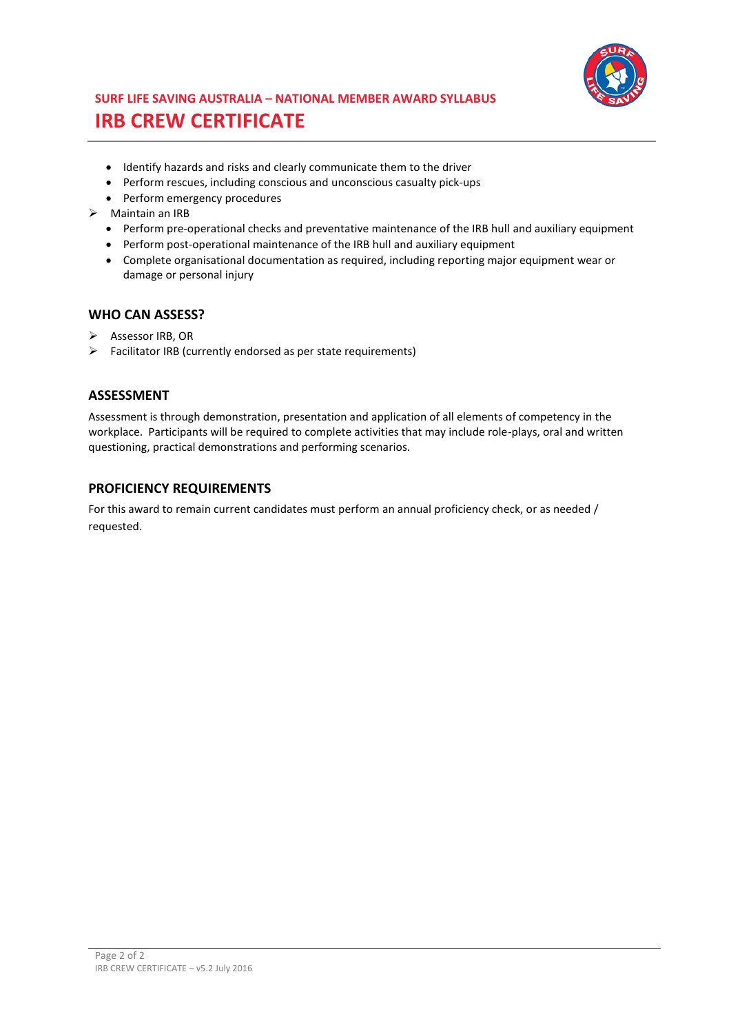- Identify hazards and risks and clearly communicate them to the driver
- Perform rescues, including conscious and unconscious casualty pick-ups
- Perform emergency procedures

- Maintain an IRB
  - Perform pre-operational checks and preventative maintenance of the IRB hull and auxiliary equipment
  - Perform post-operational maintenance of the IRB hull and auxiliary equipment
  - Complete organisational documentation as required, including reporting major equipment wear or damage or personal injury

## WHO CAN ASSESS?

- Assessor IRB, OR
- Facilitator IRB (currently endorsed as per state requirements)

## ASSESSMENT

Assessment is through demonstration, presentation and application of all elements of competency in the workplace. Participants will be required to complete activities that may include role-plays, oral and written questioning, practical demonstrations and performing scenarios.

## PROFICIENCY REQUIREMENTS

For this award to remain current candidates must perform an annual proficiency check, or as needed / requested.